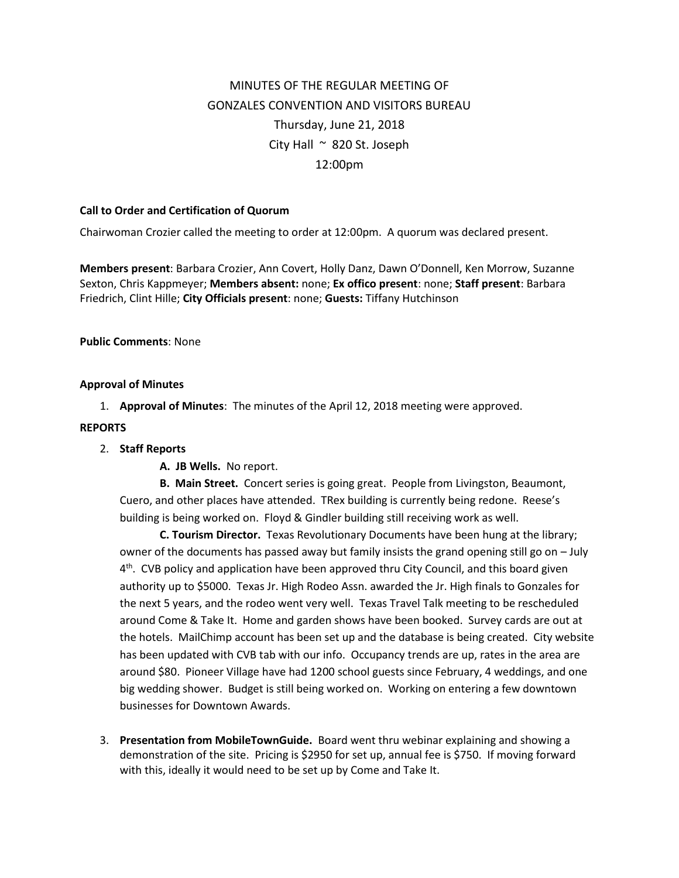# MINUTES OF THE REGULAR MEETING OF
# GONZALES CONVENTION AND VISITORS BUREAU

Thursday, June 21, 2018

City Hall ~ 820 St. Joseph

12:00pm

**Call to Order and Certification of Quorum**

Chairwoman Crozier called the meeting to order at 12:00pm. A quorum was declared present.

**Members present**: Barbara Crozier, Ann Covert, Holly Danz, Dawn O'Donnell, Ken Morrow, Suzanne Sexton, Chris Kappmeyer; **Members absent:** none; **Ex offico present**: none; **Staff present**: Barbara Friedrich, Clint Hille; **City Officials present**: none; **Guests:** Tiffany Hutchinson

**Public Comments**: None

**Approval of Minutes**

1. **Approval of Minutes**: The minutes of the April 12, 2018 meeting were approved.

**REPORTS**

2. **Staff Reports**

   **A. JB Wells.** No report.

   **B. Main Street.** Concert series is going great. People from Livingston, Beaumont, Cuero, and other places have attended. TRex building is currently being redone. Reese's building is being worked on. Floyd & Gindler building still receiving work as well.

   **C. Tourism Director.** Texas Revolutionary Documents have been hung at the library; owner of the documents has passed away but family insists the grand opening still go on – July 4th. CVB policy and application have been approved thru City Council, and this board given authority up to $5000. Texas Jr. High Rodeo Assn. awarded the Jr. High finals to Gonzales for the next 5 years, and the rodeo went very well. Texas Travel Talk meeting to be rescheduled around Come & Take It. Home and garden shows have been booked. Survey cards are out at the hotels. MailChimp account has been set up and the database is being created. City website has been updated with CVB tab with our info. Occupancy trends are up, rates in the area are around $80. Pioneer Village have had 1200 school guests since February, 4 weddings, and one big wedding shower. Budget is still being worked on. Working on entering a few downtown businesses for Downtown Awards.

3. **Presentation from MobileTownGuide.** Board went thru webinar explaining and showing a demonstration of the site. Pricing is $2950 for set up, annual fee is $750. If moving forward with this, ideally it would need to be set up by Come and Take It.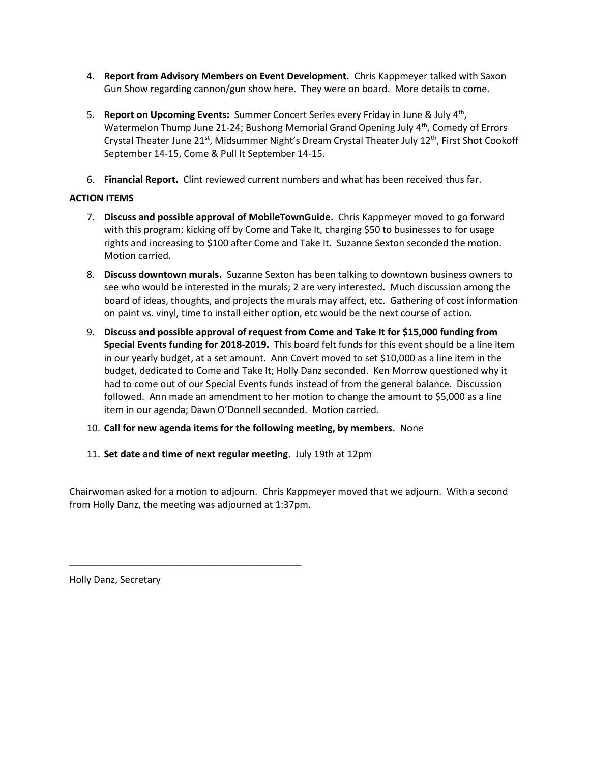4. **Report from Advisory Members on Event Development.** Chris Kappmeyer talked with Saxon Gun Show regarding cannon/gun show here. They were on board. More details to come.

5. **Report on Upcoming Events:** Summer Concert Series every Friday in June & July 4th, Watermelon Thump June 21-24; Bushong Memorial Grand Opening July 4th, Comedy of Errors Crystal Theater June 21st, Midsummer Night's Dream Crystal Theater July 12th, First Shot Cookoff September 14-15, Come & Pull It September 14-15.

6. **Financial Report.** Clint reviewed current numbers and what has been received thus far.

**ACTION ITEMS**

7. **Discuss and possible approval of MobileTownGuide.** Chris Kappmeyer moved to go forward with this program; kicking off by Come and Take It, charging $50 to businesses to for usage rights and increasing to $100 after Come and Take It. Suzanne Sexton seconded the motion. Motion carried.

8. **Discuss downtown murals.** Suzanne Sexton has been talking to downtown business owners to see who would be interested in the murals; 2 are very interested. Much discussion among the board of ideas, thoughts, and projects the murals may affect, etc. Gathering of cost information on paint vs. vinyl, time to install either option, etc would be the next course of action.

9. **Discuss and possible approval of request from Come and Take It for $15,000 funding from Special Events funding for 2018-2019.** This board felt funds for this event should be a line item in our yearly budget, at a set amount. Ann Covert moved to set $10,000 as a line item in the budget, dedicated to Come and Take It; Holly Danz seconded. Ken Morrow questioned why it had to come out of our Special Events funds instead of from the general balance. Discussion followed. Ann made an amendment to her motion to change the amount to $5,000 as a line item in our agenda; Dawn O'Donnell seconded. Motion carried.

10. **Call for new agenda items for the following meeting, by members.** None

11. **Set date and time of next regular meeting**. July 19th at 12pm

Chairwoman asked for a motion to adjourn. Chris Kappmeyer moved that we adjourn. With a second from Holly Danz, the meeting was adjourned at 1:37pm.

______________________________________________

Holly Danz, Secretary